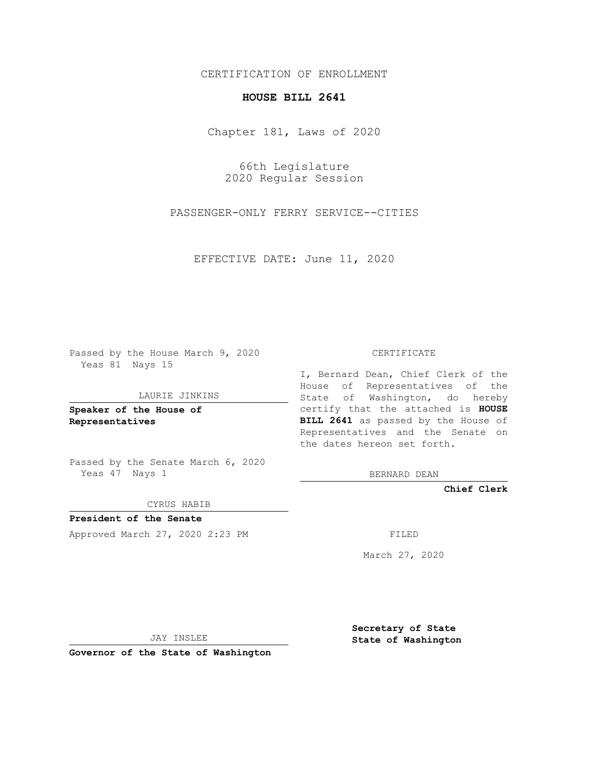CERTIFICATION OF ENROLLMENT

**HOUSE BILL 2641**

Chapter 181, Laws of 2020

66th Legislature
2020 Regular Session

PASSENGER-ONLY FERRY SERVICE--CITIES

EFFECTIVE DATE: June 11, 2020

Passed by the House March 9, 2020
Yeas 81 Nays 15

LAURIE JINKINS

**Speaker of the House of Representatives**

Passed by the Senate March 6, 2020
Yeas 47 Nays 1

CYRUS HABIB

**President of the Senate**

Approved March 27, 2020 2:23 PM

JAY INSLEE

**Governor of the State of Washington**

CERTIFICATE

I, Bernard Dean, Chief Clerk of the House of Representatives of the State of Washington, do hereby certify that the attached is **HOUSE BILL 2641** as passed by the House of Representatives and the Senate on the dates hereon set forth.

BERNARD DEAN

**Chief Clerk**

FILED

March 27, 2020

**Secretary of State**
**State of Washington**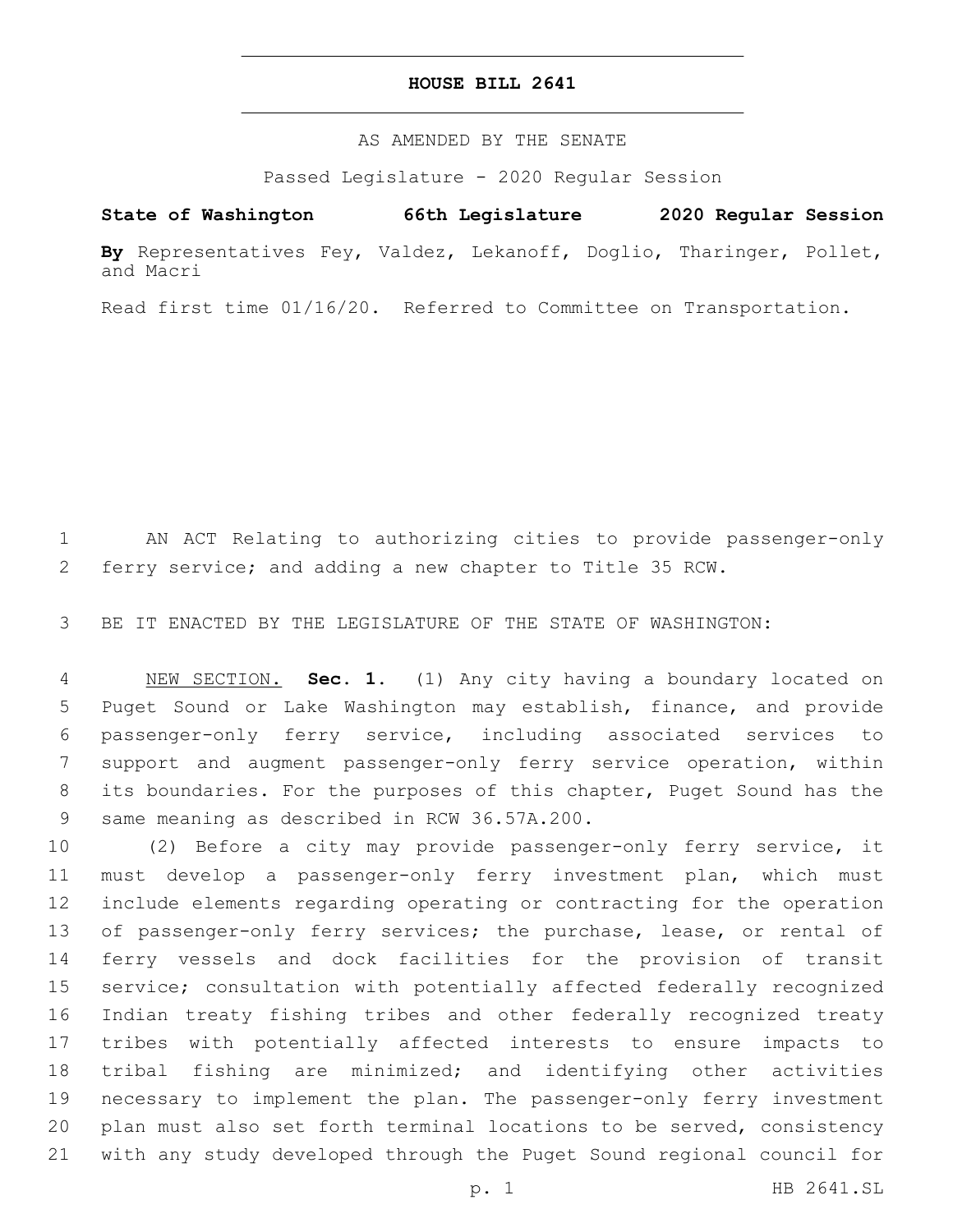# HOUSE BILL 2641

AS AMENDED BY THE SENATE

Passed Legislature - 2020 Regular Session

**State of Washington 66th Legislature 2020 Regular Session**

**By** Representatives Fey, Valdez, Lekanoff, Doglio, Tharinger, Pollet, and Macri

Read first time 01/16/20. Referred to Committee on Transportation.

AN ACT Relating to authorizing cities to provide passenger-only ferry service; and adding a new chapter to Title 35 RCW.

BE IT ENACTED BY THE LEGISLATURE OF THE STATE OF WASHINGTON:

NEW SECTION. **Sec. 1.** (1) Any city having a boundary located on Puget Sound or Lake Washington may establish, finance, and provide passenger-only ferry service, including associated services to support and augment passenger-only ferry service operation, within its boundaries. For the purposes of this chapter, Puget Sound has the same meaning as described in RCW 36.57A.200.

(2) Before a city may provide passenger-only ferry service, it must develop a passenger-only ferry investment plan, which must include elements regarding operating or contracting for the operation of passenger-only ferry services; the purchase, lease, or rental of ferry vessels and dock facilities for the provision of transit service; consultation with potentially affected federally recognized Indian treaty fishing tribes and other federally recognized treaty tribes with potentially affected interests to ensure impacts to tribal fishing are minimized; and identifying other activities necessary to implement the plan. The passenger-only ferry investment plan must also set forth terminal locations to be served, consistency with any study developed through the Puget Sound regional council for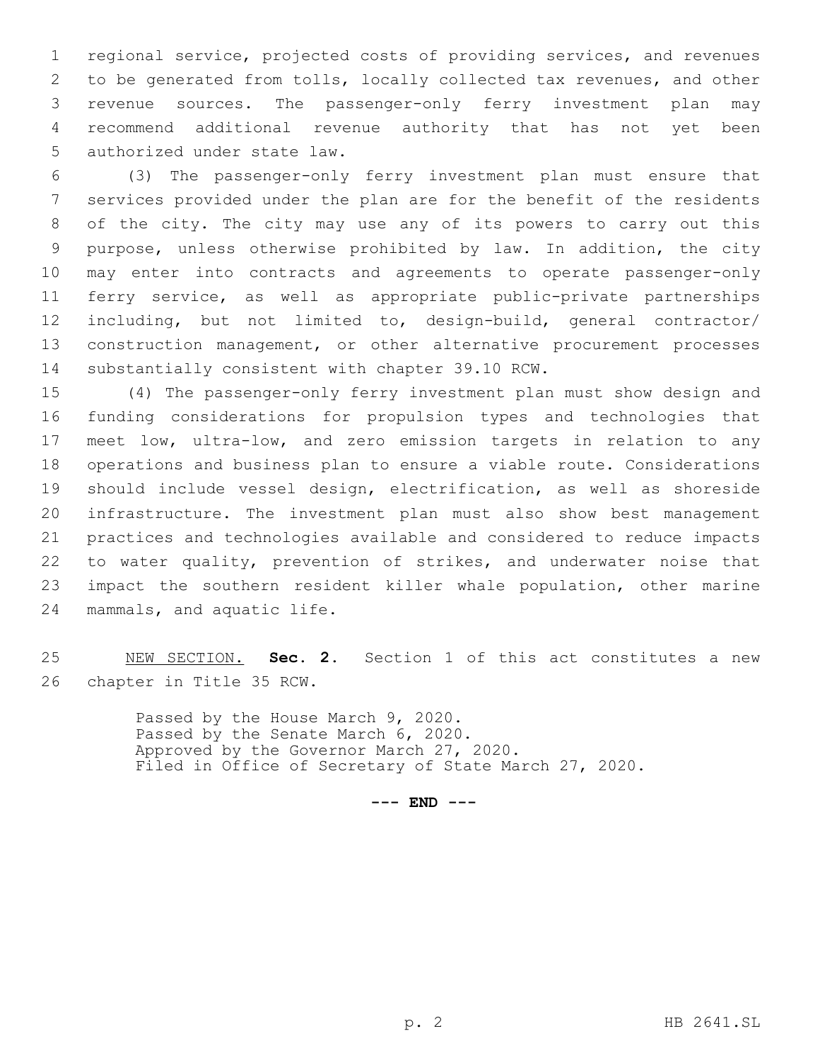regional service, projected costs of providing services, and revenues to be generated from tolls, locally collected tax revenues, and other revenue sources. The passenger-only ferry investment plan may recommend additional revenue authority that has not yet been authorized under state law.

(3) The passenger-only ferry investment plan must ensure that services provided under the plan are for the benefit of the residents of the city. The city may use any of its powers to carry out this purpose, unless otherwise prohibited by law. In addition, the city may enter into contracts and agreements to operate passenger-only ferry service, as well as appropriate public-private partnerships including, but not limited to, design-build, general contractor/construction management, or other alternative procurement processes substantially consistent with chapter 39.10 RCW.

(4) The passenger-only ferry investment plan must show design and funding considerations for propulsion types and technologies that meet low, ultra-low, and zero emission targets in relation to any operations and business plan to ensure a viable route. Considerations should include vessel design, electrification, as well as shoreside infrastructure. The investment plan must also show best management practices and technologies available and considered to reduce impacts to water quality, prevention of strikes, and underwater noise that impact the southern resident killer whale population, other marine mammals, and aquatic life.

NEW SECTION. **Sec. 2.** Section 1 of this act constitutes a new chapter in Title 35 RCW.

Passed by the House March 9, 2020.
Passed by the Senate March 6, 2020.
Approved by the Governor March 27, 2020.
Filed in Office of Secretary of State March 27, 2020.

**--- END ---**